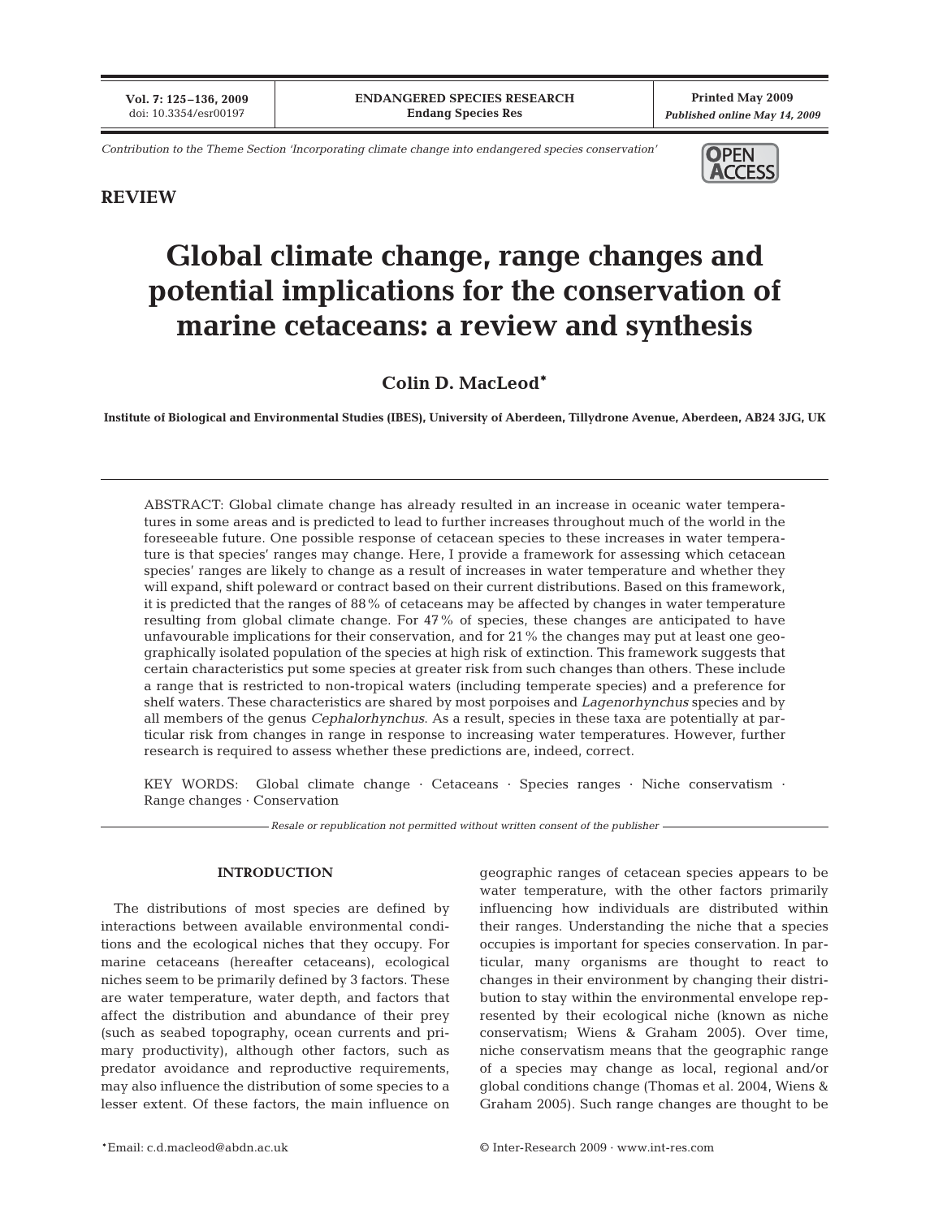Contribution to the Theme Section 'Incorporating climate change into endangered species conservation'

**REVIEW**

# Global climate change, range changes and potential implications for the conservation of marine cetaceans: a review and synthesis

**Colin D. MacLeod***

**Institute of Biological and Environmental Studies (IBES), University of Aberdeen, Tillydrone Avenue, Aberdeen, AB24 3JG, UK**

ABSTRACT: Global climate change has already resulted in an increase in oceanic water temperatures in some areas and is predicted to lead to further increases throughout much of the world in the foreseeable future. One possible response of cetacean species to these increases in water temperature is that species' ranges may change. Here, I provide a framework for assessing which cetacean species' ranges are likely to change as a result of increases in water temperature and whether they will expand, shift poleward or contract based on their current distributions. Based on this framework, it is predicted that the ranges of 88% of cetaceans may be affected by changes in water temperature resulting from global climate change. For 47% of species, these changes are anticipated to have unfavourable implications for their conservation, and for 21% the changes may put at least one geographically isolated population of the species at high risk of extinction. This framework suggests that certain characteristics put some species at greater risk from such changes than others. These include a range that is restricted to non-tropical waters (including temperate species) and a preference for shelf waters. These characteristics are shared by most porpoises and *Lagenorhynchus* species and by all members of the genus *Cephalorhynchus*. As a result, species in these taxa are potentially at particular risk from changes in range in response to increasing water temperatures. However, further research is required to assess whether these predictions are, indeed, correct.

KEY WORDS: Global climate change · Cetaceans · Species ranges · Niche conservatism · Range changes · Conservation

*Resale or republication not permitted without written consent of the publisher*

## INTRODUCTION

The distributions of most species are defined by interactions between available environmental conditions and the ecological niches that they occupy. For marine cetaceans (hereafter cetaceans), ecological niches seem to be primarily defined by 3 factors. These are water temperature, water depth, and factors that affect the distribution and abundance of their prey (such as seabed topography, ocean currents and primary productivity), although other factors, such as predator avoidance and reproductive requirements, may also influence the distribution of some species to a lesser extent. Of these factors, the main influence on geographic ranges of cetacean species appears to be water temperature, with the other factors primarily influencing how individuals are distributed within their ranges. Understanding the niche that a species occupies is important for species conservation. In particular, many organisms are thought to react to changes in their environment by changing their distribution to stay within the environmental envelope represented by their ecological niche (known as niche conservatism; Wiens & Graham 2005). Over time, niche conservatism means that the geographic range of a species may change as local, regional and/or global conditions change (Thomas et al. 2004, Wiens & Graham 2005). Such range changes are thought to be

*Email: c.d.macleod@abdn.ac.uk

© Inter-Research 2009 · www.int-res.com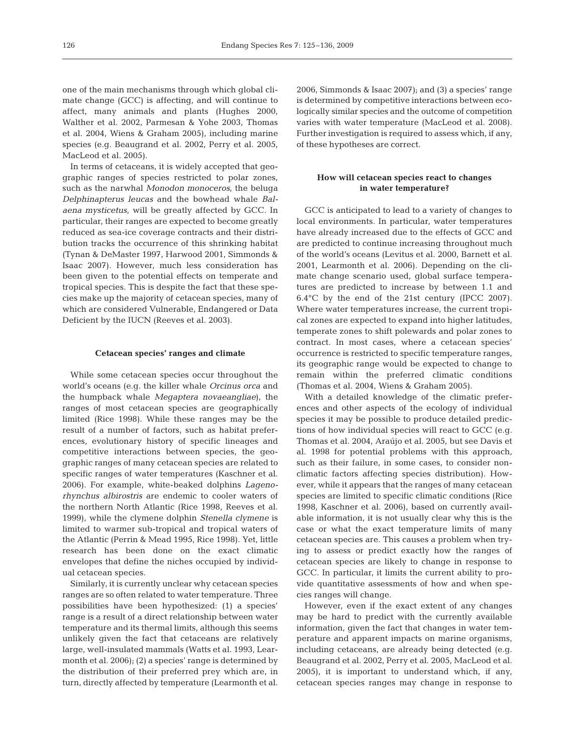one of the main mechanisms through which global climate change (GCC) is affecting, and will continue to affect, many animals and plants (Hughes 2000, Walther et al. 2002, Parmesan & Yohe 2003, Thomas et al. 2004, Wiens & Graham 2005), including marine species (e.g. Beaugrand et al. 2002, Perry et al. 2005, MacLeod et al. 2005).

In terms of cetaceans, it is widely accepted that geographic ranges of species restricted to polar zones, such as the narwhal *Monodon monoceros*, the beluga *Delphinapterus leucas* and the bowhead whale *Balaena mysticetus*, will be greatly affected by GCC. In particular, their ranges are expected to become greatly reduced as sea-ice coverage contracts and their distribution tracks the occurrence of this shrinking habitat (Tynan & DeMaster 1997, Harwood 2001, Simmonds & Isaac 2007). However, much less consideration has been given to the potential effects on temperate and tropical species. This is despite the fact that these species make up the majority of cetacean species, many of which are considered Vulnerable, Endangered or Data Deficient by the IUCN (Reeves et al. 2003).

### Cetacean species' ranges and climate

While some cetacean species occur throughout the world's oceans (e.g. the killer whale *Orcinus orca* and the humpback whale *Megaptera novaeangliae*), the ranges of most cetacean species are geographically limited (Rice 1998). While these ranges may be the result of a number of factors, such as habitat preferences, evolutionary history of specific lineages and competitive interactions between species, the geographic ranges of many cetacean species are related to specific ranges of water temperatures (Kaschner et al. 2006). For example, white-beaked dolphins *Lagenorhynchus albirostris* are endemic to cooler waters of the northern North Atlantic (Rice 1998, Reeves et al. 1999), while the clymene dolphin *Stenella clymene* is limited to warmer sub-tropical and tropical waters of the Atlantic (Perrin & Mead 1995, Rice 1998). Yet, little research has been done on the exact climatic envelopes that define the niches occupied by individual cetacean species.

Similarly, it is currently unclear why cetacean species ranges are so often related to water temperature. Three possibilities have been hypothesized: (1) a species' range is a result of a direct relationship between water temperature and its thermal limits, although this seems unlikely given the fact that cetaceans are relatively large, well-insulated mammals (Watts et al. 1993, Learmonth et al. 2006); (2) a species' range is determined by the distribution of their preferred prey which are, in turn, directly affected by temperature (Learmonth et al. 2006, Simmonds & Isaac 2007); and (3) a species' range is determined by competitive interactions between ecologically similar species and the outcome of competition varies with water temperature (MacLeod et al. 2008). Further investigation is required to assess which, if any, of these hypotheses are correct.

### How will cetacean species react to changes in water temperature?

GCC is anticipated to lead to a variety of changes to local environments. In particular, water temperatures have already increased due to the effects of GCC and are predicted to continue increasing throughout much of the world's oceans (Levitus et al. 2000, Barnett et al. 2001, Learmonth et al. 2006). Depending on the climate change scenario used, global surface temperatures are predicted to increase by between 1.1 and 6.4°C by the end of the 21st century (IPCC 2007). Where water temperatures increase, the current tropical zones are expected to expand into higher latitudes, temperate zones to shift polewards and polar zones to contract. In most cases, where a cetacean species' occurrence is restricted to specific temperature ranges, its geographic range would be expected to change to remain within the preferred climatic conditions (Thomas et al. 2004, Wiens & Graham 2005).

With a detailed knowledge of the climatic preferences and other aspects of the ecology of individual species it may be possible to produce detailed predictions of how individual species will react to GCC (e.g. Thomas et al. 2004, Araújo et al. 2005, but see Davis et al. 1998 for potential problems with this approach, such as their failure, in some cases, to consider non-climatic factors affecting species distribution). However, while it appears that the ranges of many cetacean species are limited to specific climatic conditions (Rice 1998, Kaschner et al. 2006), based on currently available information, it is not usually clear why this is the case or what the exact temperature limits of many cetacean species are. This causes a problem when trying to assess or predict exactly how the ranges of cetacean species are likely to change in response to GCC. In particular, it limits the current ability to provide quantitative assessments of how and when species ranges will change.

However, even if the exact extent of any changes may be hard to predict with the currently available information, given the fact that changes in water temperature and apparent impacts on marine organisms, including cetaceans, are already being detected (e.g. Beaugrand et al. 2002, Perry et al. 2005, MacLeod et al. 2005), it is important to understand which, if any, cetacean species ranges may change in response to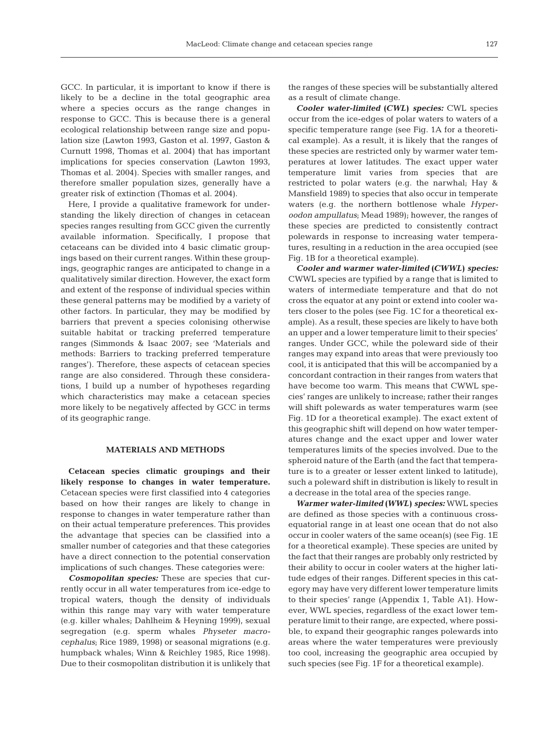GCC. In particular, it is important to know if there is likely to be a decline in the total geographic area where a species occurs as the range changes in response to GCC. This is because there is a general ecological relationship between range size and population size (Lawton 1993, Gaston et al. 1997, Gaston & Curnutt 1998, Thomas et al. 2004) that has important implications for species conservation (Lawton 1993, Thomas et al. 2004). Species with smaller ranges, and therefore smaller population sizes, generally have a greater risk of extinction (Thomas et al. 2004).

Here, I provide a qualitative framework for understanding the likely direction of changes in cetacean species ranges resulting from GCC given the currently available information. Specifically, I propose that cetaceans can be divided into 4 basic climatic groupings based on their current ranges. Within these groupings, geographic ranges are anticipated to change in a qualitatively similar direction. However, the exact form and extent of the response of individual species within these general patterns may be modified by a variety of other factors. In particular, they may be modified by barriers that prevent a species colonising otherwise suitable habitat or tracking preferred temperature ranges (Simmonds & Isaac 2007; see 'Materials and methods: Barriers to tracking preferred temperature ranges'). Therefore, these aspects of cetacean species range are also considered. Through these considerations, I build up a number of hypotheses regarding which characteristics may make a cetacean species more likely to be negatively affected by GCC in terms of its geographic range.

## MATERIALS AND METHODS

**Cetacean species climatic groupings and their likely response to changes in water temperature.** Cetacean species were first classified into 4 categories based on how their ranges are likely to change in response to changes in water temperature rather than on their actual temperature preferences. This provides the advantage that species can be classified into a smaller number of categories and that these categories have a direct connection to the potential conservation implications of such changes. These categories were:

***Cosmopolitan species:*** These are species that currently occur in all water temperatures from ice-edge to tropical waters, though the density of individuals within this range may vary with water temperature (e.g. killer whales; Dahlheim & Heyning 1999), sexual segregation (e.g. sperm whales *Physeter macrocephalus*; Rice 1989, 1998) or seasonal migrations (e.g. humpback whales; Winn & Reichley 1985, Rice 1998). Due to their cosmopolitan distribution it is unlikely that the ranges of these species will be substantially altered as a result of climate change.

***Cooler water-limited (CWL) species:*** CWL species occur from the ice-edges of polar waters to waters of a specific temperature range (see Fig. 1A for a theoretical example). As a result, it is likely that the ranges of these species are restricted only by warmer water temperatures at lower latitudes. The exact upper water temperature limit varies from species that are restricted to polar waters (e.g. the narwhal; Hay & Mansfield 1989) to species that also occur in temperate waters (e.g. the northern bottlenose whale *Hyperoodon ampullatus*; Mead 1989); however, the ranges of these species are predicted to consistently contract polewards in response to increasing water temperatures, resulting in a reduction in the area occupied (see Fig. 1B for a theoretical example).

***Cooler and warmer water-limited (CWWL) species:*** CWWL species are typified by a range that is limited to waters of intermediate temperature and that do not cross the equator at any point or extend into cooler waters closer to the poles (see Fig. 1C for a theoretical example). As a result, these species are likely to have both an upper and a lower temperature limit to their species' ranges. Under GCC, while the poleward side of their ranges may expand into areas that were previously too cool, it is anticipated that this will be accompanied by a concordant contraction in their ranges from waters that have become too warm. This means that CWWL species' ranges are unlikely to increase; rather their ranges will shift polewards as water temperatures warm (see Fig. 1D for a theoretical example). The exact extent of this geographic shift will depend on how water temperatures change and the exact upper and lower water temperatures limits of the species involved. Due to the spheroid nature of the Earth (and the fact that temperature is to a greater or lesser extent linked to latitude), such a poleward shift in distribution is likely to result in a decrease in the total area of the species range.

***Warmer water-limited (WWL) species:*** WWL species are defined as those species with a continuous cross-equatorial range in at least one ocean that do not also occur in cooler waters of the same ocean(s) (see Fig. 1E for a theoretical example). These species are united by the fact that their ranges are probably only restricted by their ability to occur in cooler waters at the higher latitude edges of their ranges. Different species in this category may have very different lower temperature limits to their species' range (Appendix 1, Table A1). However, WWL species, regardless of the exact lower temperature limit to their range, are expected, where possible, to expand their geographic ranges polewards into areas where the water temperatures were previously too cool, increasing the geographic area occupied by such species (see Fig. 1F for a theoretical example).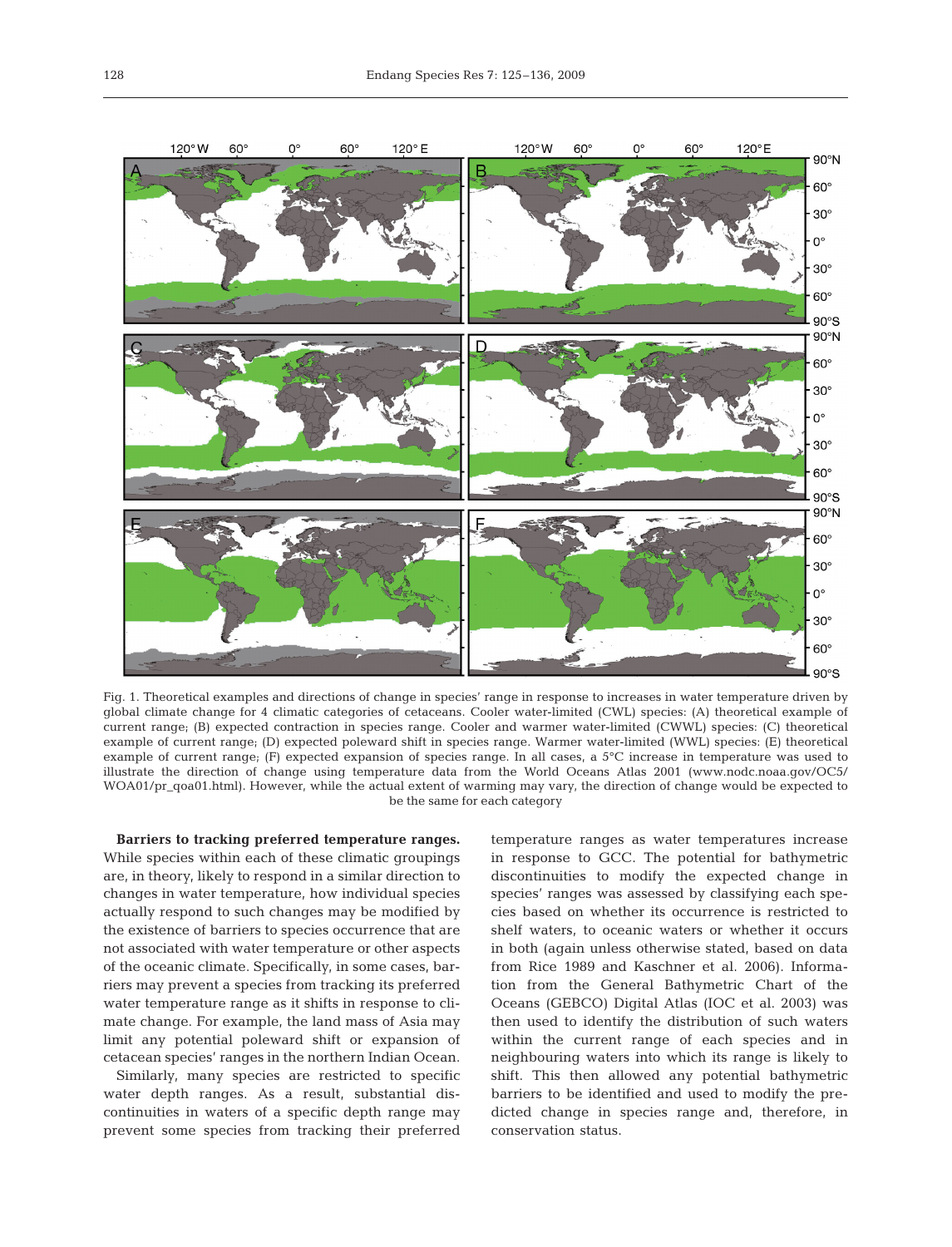120°W 60° 0° 60° 120°E

90°N 60° 30° 0° 30° 60° 90°S

A B C D E F

Fig. 1. Theoretical examples and directions of change in species' range in response to increases in water temperature driven by global climate change for 4 climatic categories of cetaceans. Cooler water-limited (CWL) species: (A) theoretical example of current range; (B) expected contraction in species range. Cooler and warmer water-limited (CWWL) species: (C) theoretical example of current range; (D) expected poleward shift in species range. Warmer water-limited (WWL) species: (E) theoretical example of current range; (F) expected expansion of species range. In all cases, a 5°C increase in temperature was used to illustrate the direction of change using temperature data from the World Oceans Atlas 2001 (www.nodc.noaa.gov/OC5/WOA01/pr_qoa01.html). However, while the actual extent of warming may vary, the direction of change would be expected to be the same for each category

**Barriers to tracking preferred temperature ranges.** While species within each of these climatic groupings are, in theory, likely to respond in a similar direction to changes in water temperature, how individual species actually respond to such changes may be modified by the existence of barriers to species occurrence that are not associated with water temperature or other aspects of the oceanic climate. Specifically, in some cases, barriers may prevent a species from tracking its preferred water temperature range as it shifts in response to climate change. For example, the land mass of Asia may limit any potential poleward shift or expansion of cetacean species' ranges in the northern Indian Ocean.

Similarly, many species are restricted to specific water depth ranges. As a result, substantial discontinuities in waters of a specific depth range may prevent some species from tracking their preferred temperature ranges as water temperatures increase in response to GCC. The potential for bathymetric discontinuities to modify the expected change in species' ranges was assessed by classifying each species based on whether its occurrence is restricted to shelf waters, to oceanic waters or whether it occurs in both (again unless otherwise stated, based on data from Rice 1989 and Kaschner et al. 2006). Information from the General Bathymetric Chart of the Oceans (GEBCO) Digital Atlas (IOC et al. 2003) was then used to identify the distribution of such waters within the current range of each species and in neighbouring waters into which its range is likely to shift. This then allowed any potential bathymetric barriers to be identified and used to modify the predicted change in species range and, therefore, in conservation status.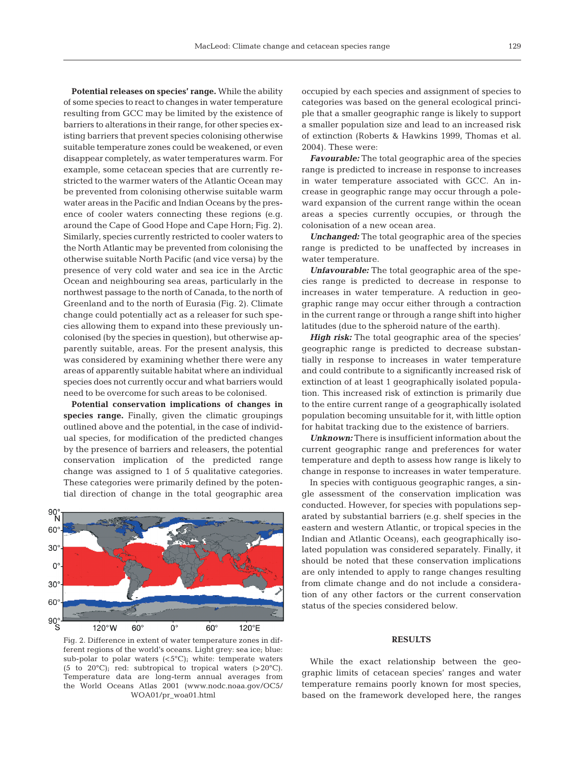**Potential releases on species' range.** While the ability of some species to react to changes in water temperature resulting from GCC may be limited by the existence of barriers to alterations in their range, for other species existing barriers that prevent species colonising otherwise suitable temperature zones could be weakened, or even disappear completely, as water temperatures warm. For example, some cetacean species that are currently restricted to the warmer waters of the Atlantic Ocean may be prevented from colonising otherwise suitable warm water areas in the Pacific and Indian Oceans by the presence of cooler waters connecting these regions (e.g. around the Cape of Good Hope and Cape Horn; Fig. 2). Similarly, species currently restricted to cooler waters to the North Atlantic may be prevented from colonising the otherwise suitable North Pacific (and vice versa) by the presence of very cold water and sea ice in the Arctic Ocean and neighbouring sea areas, particularly in the northwest passage to the north of Canada, to the north of Greenland and to the north of Eurasia (Fig. 2). Climate change could potentially act as a releaser for such species allowing them to expand into these previously uncolonised (by the species in question), but otherwise apparently suitable, areas. For the present analysis, this was considered by examining whether there were any areas of apparently suitable habitat where an individual species does not currently occur and what barriers would need to be overcome for such areas to be colonised.

**Potential conservation implications of changes in species range.** Finally, given the climatic groupings outlined above and the potential, in the case of individual species, for modification of the predicted changes by the presence of barriers and releasers, the potential conservation implication of the predicted range change was assigned to 1 of 5 qualitative categories. These categories were primarily defined by the potential direction of change in the total geographic area occupied by each species and assignment of species to categories was based on the general ecological principle that a smaller geographic range is likely to support a smaller population size and lead to an increased risk of extinction (Roberts & Hawkins 1999, Thomas et al. 2004). These were:

***Favourable:*** The total geographic area of the species range is predicted to increase in response to increases in water temperature associated with GCC. An increase in geographic range may occur through a poleward expansion of the current range within the ocean areas a species currently occupies, or through the colonisation of a new ocean area.

***Unchanged:*** The total geographic area of the species range is predicted to be unaffected by increases in water temperature.

***Unfavourable:*** The total geographic area of the species range is predicted to decrease in response to increases in water temperature. A reduction in geographic range may occur either through a contraction in the current range or through a range shift into higher latitudes (due to the spheroid nature of the earth).

***High risk:*** The total geographic area of the species' geographic range is predicted to decrease substantially in response to increases in water temperature and could contribute to a significantly increased risk of extinction of at least 1 geographically isolated population. This increased risk of extinction is primarily due to the entire current range of a geographically isolated population becoming unsuitable for it, with little option for habitat tracking due to the existence of barriers.

***Unknown:*** There is insufficient information about the current geographic range and preferences for water temperature and depth to assess how range is likely to change in response to increases in water temperature.

In species with contiguous geographic ranges, a single assessment of the conservation implication was conducted. However, for species with populations separated by substantial barriers (e.g. shelf species in the eastern and western Atlantic, or tropical species in the Indian and Atlantic Oceans), each geographically isolated population was considered separately. Finally, it should be noted that these conservation implications are only intended to apply to range changes resulting from climate change and do not include a consideration of any other factors or the current conservation status of the species considered below.

90° N
60°
30°
0°
30°
60°
90° S
120°W 60° 0° 60° 120°E

Fig. 2. Difference in extent of water temperature zones in different regions of the world's oceans. Light grey: sea ice; blue: sub-polar to polar waters (<5°C); white: temperate waters (5 to 20°C); red: subtropical to tropical waters (>20°C). Temperature data are long-term annual averages from the World Oceans Atlas 2001 (www.nodc.noaa.gov/OC5/WOA01/pr_woa01.html

## RESULTS

While the exact relationship between the geographic limits of cetacean species' ranges and water temperature remains poorly known for most species, based on the framework developed here, the ranges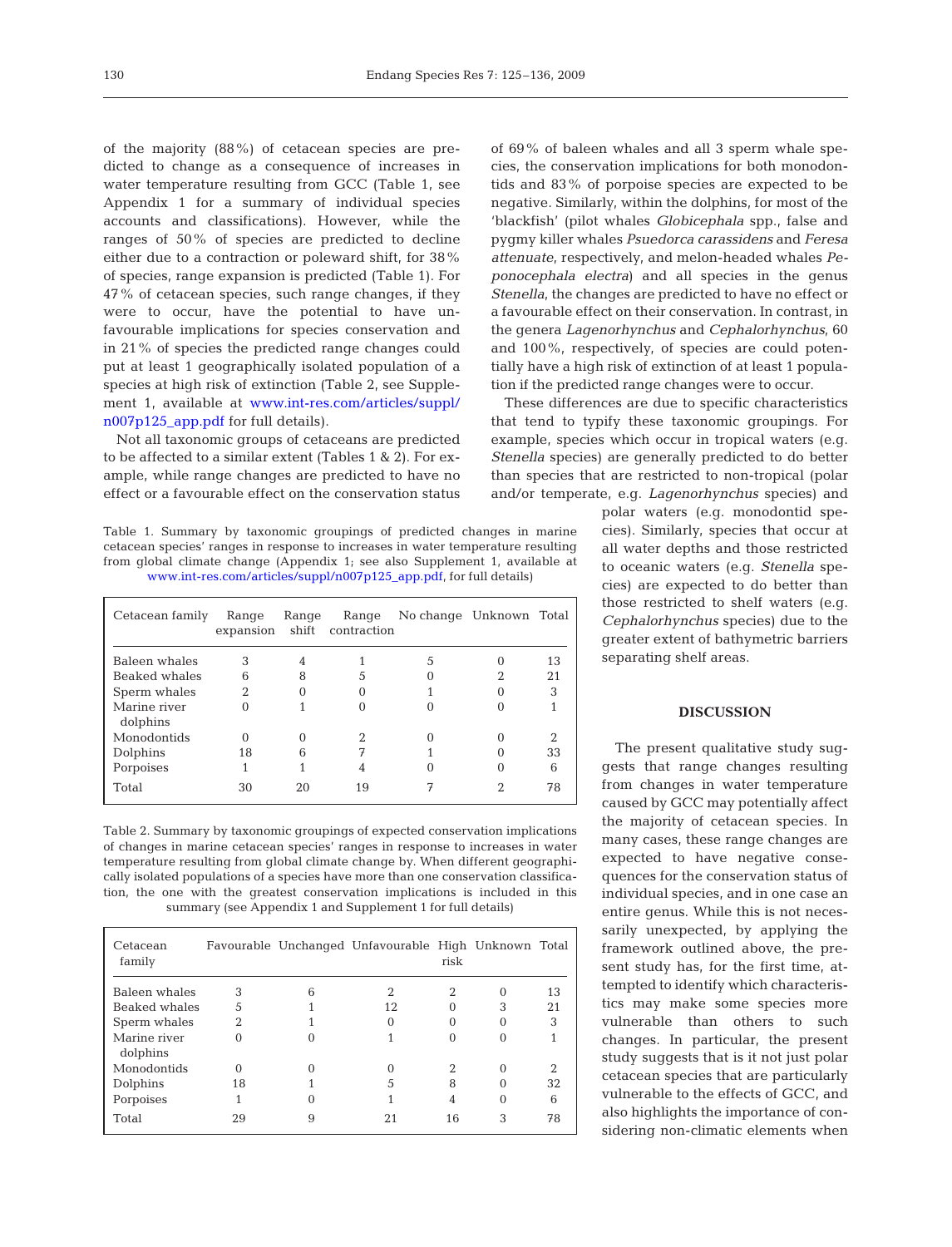of the majority (88%) of cetacean species are predicted to change as a consequence of increases in water temperature resulting from GCC (Table 1, see Appendix 1 for a summary of individual species accounts and classifications). However, while the ranges of 50% of species are predicted to decline either due to a contraction or poleward shift, for 38% of species, range expansion is predicted (Table 1). For 47% of cetacean species, such range changes, if they were to occur, have the potential to have unfavourable implications for species conservation and in 21% of species the predicted range changes could put at least 1 geographically isolated population of a species at high risk of extinction (Table 2, see Supplement 1, available at www.int-res.com/articles/suppl/n007p125_app.pdf for full details).

Not all taxonomic groups of cetaceans are predicted to be affected to a similar extent (Tables 1 & 2). For example, while range changes are predicted to have no effect or a favourable effect on the conservation status of 69% of baleen whales and all 3 sperm whale species, the conservation implications for both monodontids and 83% of porpoise species are expected to be negative. Similarly, within the dolphins, for most of the 'blackfish' (pilot whales *Globicephala* spp., false and pygmy killer whales *Psuedorca carassidens* and *Feresa attenuate*, respectively, and melon-headed whales *Peponocephala electra*) and all species in the genus *Stenella*, the changes are predicted to have no effect or a favourable effect on their conservation. In contrast, in the genera *Lagenorhynchus* and *Cephalorhynchus*, 60 and 100%, respectively, of species are could potentially have a high risk of extinction of at least 1 population if the predicted range changes were to occur.

These differences are due to specific characteristics that tend to typify these taxonomic groupings. For example, species which occur in tropical waters (e.g. *Stenella* species) are generally predicted to do better than species that are restricted to non-tropical (polar and/or temperate, e.g. *Lagenorhynchus* species) and polar waters (e.g. monodontid species). Similarly, species that occur at all water depths and those restricted to oceanic waters (e.g. *Stenella* species) are expected to do better than those restricted to shelf waters (e.g. *Cephalorhynchus* species) due to the greater extent of bathymetric barriers separating shelf areas.

Table 1. Summary by taxonomic groupings of predicted changes in marine cetacean species' ranges in response to increases in water temperature resulting from global climate change (Appendix 1; see also Supplement 1, available at www.int-res.com/articles/suppl/n007p125_app.pdf, for full details)

| Cetacean family | Range expansion | Range shift | Range contraction | No change | Unknown | Total |
|---|---|---|---|---|---|---|
| Baleen whales | 3 | 4 | 1 | 5 | 0 | 13 |
| Beaked whales | 6 | 8 | 5 | 0 | 2 | 21 |
| Sperm whales | 2 | 0 | 0 | 1 | 0 | 3 |
| Marine river dolphins | 0 | 1 | 0 | 0 | 0 | 1 |
| Monodontids | 0 | 0 | 2 | 0 | 0 | 2 |
| Dolphins | 18 | 6 | 7 | 1 | 0 | 33 |
| Porpoises | 1 | 1 | 4 | 0 | 0 | 6 |
| Total | 30 | 20 | 19 | 7 | 2 | 78 |

Table 2. Summary by taxonomic groupings of expected conservation implications of changes in marine cetacean species' ranges in response to increases in water temperature resulting from global climate change by. When different geographically isolated populations of a species have more than one conservation classification, the one with the greatest conservation implications is included in this summary (see Appendix 1 and Supplement 1 for full details)

| Cetacean family | Favourable | Unchanged | Unfavourable | High risk | Unknown | Total |
|---|---|---|---|---|---|---|
| Baleen whales | 3 | 6 | 2 | 2 | 0 | 13 |
| Beaked whales | 5 | 1 | 12 | 0 | 3 | 21 |
| Sperm whales | 2 | 1 | 0 | 0 | 0 | 3 |
| Marine river dolphins | 0 | 0 | 1 | 0 | 0 | 1 |
| Monodontids | 0 | 0 | 0 | 2 | 0 | 2 |
| Dolphins | 18 | 1 | 5 | 8 | 0 | 32 |
| Porpoises | 1 | 0 | 1 | 4 | 0 | 6 |
| Total | 29 | 9 | 21 | 16 | 3 | 78 |

## DISCUSSION

The present qualitative study suggests that range changes resulting from changes in water temperature caused by GCC may potentially affect the majority of cetacean species. In many cases, these range changes are expected to have negative consequences for the conservation status of individual species, and in one case an entire genus. While this is not necessarily unexpected, by applying the framework outlined above, the present study has, for the first time, attempted to identify which characteristics may make some species more vulnerable than others to such changes. In particular, the present study suggests that is it not just polar cetacean species that are particularly vulnerable to the effects of GCC, and also highlights the importance of considering non-climatic elements when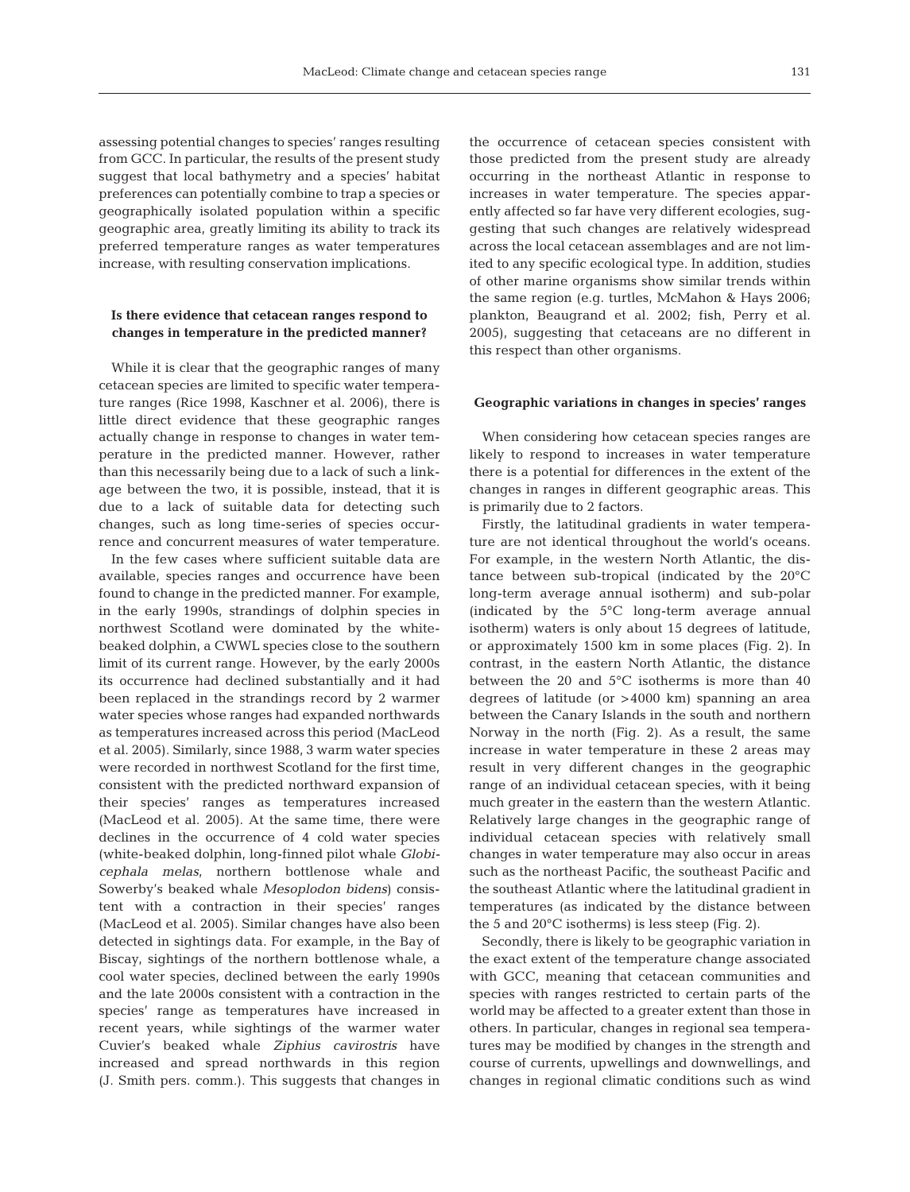assessing potential changes to species' ranges resulting from GCC. In particular, the results of the present study suggest that local bathymetry and a species' habitat preferences can potentially combine to trap a species or geographically isolated population within a specific geographic area, greatly limiting its ability to track its preferred temperature ranges as water temperatures increase, with resulting conservation implications.

### Is there evidence that cetacean ranges respond to changes in temperature in the predicted manner?

While it is clear that the geographic ranges of many cetacean species are limited to specific water temperature ranges (Rice 1998, Kaschner et al. 2006), there is little direct evidence that these geographic ranges actually change in response to changes in water temperature in the predicted manner. However, rather than this necessarily being due to a lack of such a linkage between the two, it is possible, instead, that it is due to a lack of suitable data for detecting such changes, such as long time-series of species occurrence and concurrent measures of water temperature.

In the few cases where sufficient suitable data are available, species ranges and occurrence have been found to change in the predicted manner. For example, in the early 1990s, strandings of dolphin species in northwest Scotland were dominated by the white-beaked dolphin, a CWWL species close to the southern limit of its current range. However, by the early 2000s its occurrence had declined substantially and it had been replaced in the strandings record by 2 warmer water species whose ranges had expanded northwards as temperatures increased across this period (MacLeod et al. 2005). Similarly, since 1988, 3 warm water species were recorded in northwest Scotland for the first time, consistent with the predicted northward expansion of their species' ranges as temperatures increased (MacLeod et al. 2005). At the same time, there were declines in the occurrence of 4 cold water species (white-beaked dolphin, long-finned pilot whale *Globicephala melas*, northern bottlenose whale and Sowerby's beaked whale *Mesoplodon bidens*) consistent with a contraction in their species' ranges (MacLeod et al. 2005). Similar changes have also been detected in sightings data. For example, in the Bay of Biscay, sightings of the northern bottlenose whale, a cool water species, declined between the early 1990s and the late 2000s consistent with a contraction in the species' range as temperatures have increased in recent years, while sightings of the warmer water Cuvier's beaked whale *Ziphius cavirostris* have increased and spread northwards in this region (J. Smith pers. comm.). This suggests that changes in the occurrence of cetacean species consistent with those predicted from the present study are already occurring in the northeast Atlantic in response to increases in water temperature. The species apparently affected so far have very different ecologies, suggesting that such changes are relatively widespread across the local cetacean assemblages and are not limited to any specific ecological type. In addition, studies of other marine organisms show similar trends within the same region (e.g. turtles, McMahon & Hays 2006; plankton, Beaugrand et al. 2002; fish, Perry et al. 2005), suggesting that cetaceans are no different in this respect than other organisms.

### Geographic variations in changes in species' ranges

When considering how cetacean species ranges are likely to respond to increases in water temperature there is a potential for differences in the extent of the changes in ranges in different geographic areas. This is primarily due to 2 factors.

Firstly, the latitudinal gradients in water temperature are not identical throughout the world's oceans. For example, in the western North Atlantic, the distance between sub-tropical (indicated by the 20°C long-term average annual isotherm) and sub-polar (indicated by the 5°C long-term average annual isotherm) waters is only about 15 degrees of latitude, or approximately 1500 km in some places (Fig. 2). In contrast, in the eastern North Atlantic, the distance between the 20 and 5°C isotherms is more than 40 degrees of latitude (or >4000 km) spanning an area between the Canary Islands in the south and northern Norway in the north (Fig. 2). As a result, the same increase in water temperature in these 2 areas may result in very different changes in the geographic range of an individual cetacean species, with it being much greater in the eastern than the western Atlantic. Relatively large changes in the geographic range of individual cetacean species with relatively small changes in water temperature may also occur in areas such as the northeast Pacific, the southeast Pacific and the southeast Atlantic where the latitudinal gradient in temperatures (as indicated by the distance between the 5 and 20°C isotherms) is less steep (Fig. 2).

Secondly, there is likely to be geographic variation in the exact extent of the temperature change associated with GCC, meaning that cetacean communities and species with ranges restricted to certain parts of the world may be affected to a greater extent than those in others. In particular, changes in regional sea temperatures may be modified by changes in the strength and course of currents, upwellings and downwellings, and changes in regional climatic conditions such as wind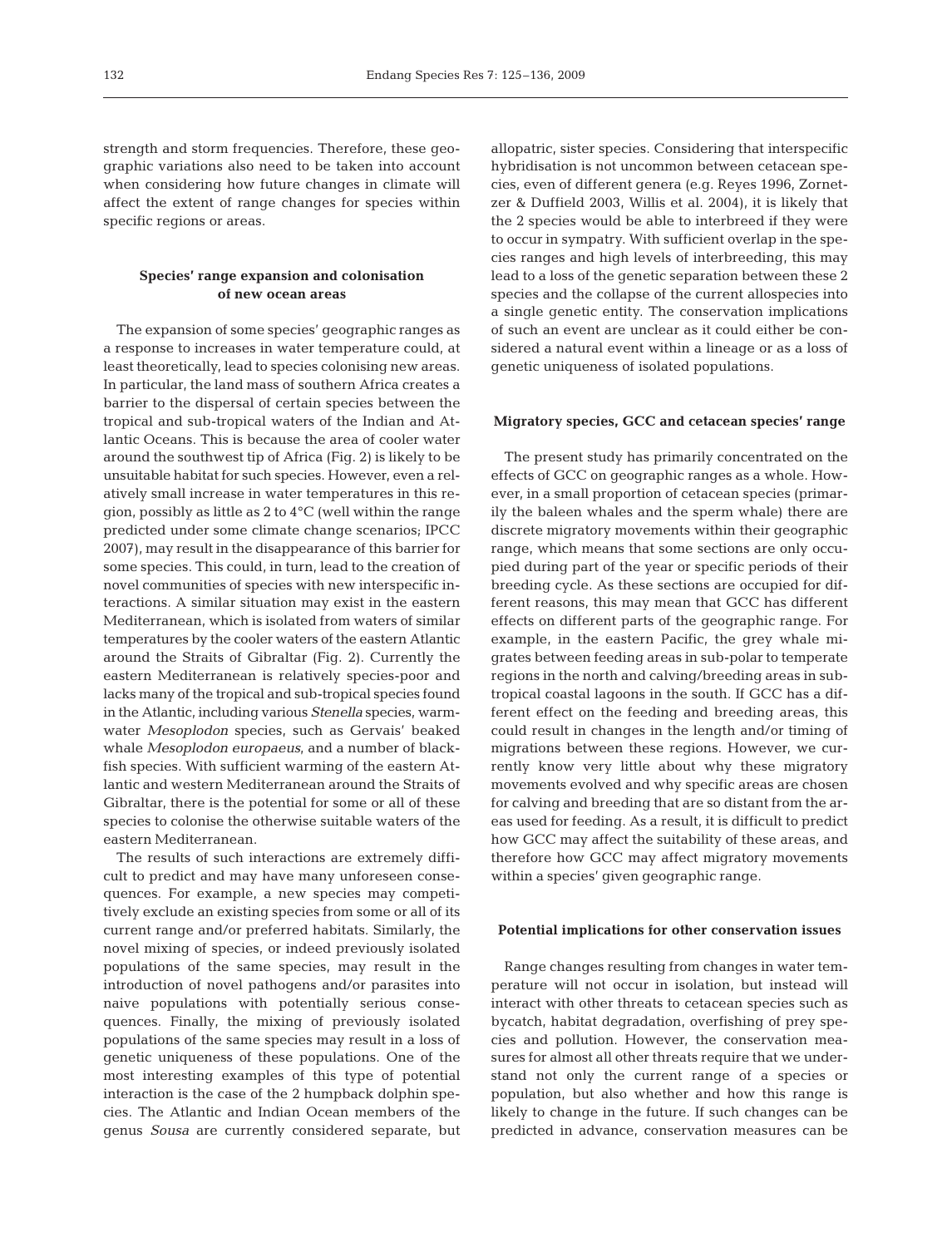strength and storm frequencies. Therefore, these geographic variations also need to be taken into account when considering how future changes in climate will affect the extent of range changes for species within specific regions or areas.

### Species' range expansion and colonisation of new ocean areas

The expansion of some species' geographic ranges as a response to increases in water temperature could, at least theoretically, lead to species colonising new areas. In particular, the land mass of southern Africa creates a barrier to the dispersal of certain species between the tropical and sub-tropical waters of the Indian and Atlantic Oceans. This is because the area of cooler water around the southwest tip of Africa (Fig. 2) is likely to be unsuitable habitat for such species. However, even a relatively small increase in water temperatures in this region, possibly as little as 2 to 4°C (well within the range predicted under some climate change scenarios; IPCC 2007), may result in the disappearance of this barrier for some species. This could, in turn, lead to the creation of novel communities of species with new interspecific interactions. A similar situation may exist in the eastern Mediterranean, which is isolated from waters of similar temperatures by the cooler waters of the eastern Atlantic around the Straits of Gibraltar (Fig. 2). Currently the eastern Mediterranean is relatively species-poor and lacks many of the tropical and sub-tropical species found in the Atlantic, including various *Stenella* species, warm-water *Mesoplodon* species, such as Gervais' beaked whale *Mesoplodon europaeus*, and a number of blackfish species. With sufficient warming of the eastern Atlantic and western Mediterranean around the Straits of Gibraltar, there is the potential for some or all of these species to colonise the otherwise suitable waters of the eastern Mediterranean.

The results of such interactions are extremely difficult to predict and may have many unforeseen consequences. For example, a new species may competitively exclude an existing species from some or all of its current range and/or preferred habitats. Similarly, the novel mixing of species, or indeed previously isolated populations of the same species, may result in the introduction of novel pathogens and/or parasites into naive populations with potentially serious consequences. Finally, the mixing of previously isolated populations of the same species may result in a loss of genetic uniqueness of these populations. One of the most interesting examples of this type of potential interaction is the case of the 2 humpback dolphin species. The Atlantic and Indian Ocean members of the genus *Sousa* are currently considered separate, but allopatric, sister species. Considering that interspecific hybridisation is not uncommon between cetacean species, even of different genera (e.g. Reyes 1996, Zornetzer & Duffield 2003, Willis et al. 2004), it is likely that the 2 species would be able to interbreed if they were to occur in sympatry. With sufficient overlap in the species ranges and high levels of interbreeding, this may lead to a loss of the genetic separation between these 2 species and the collapse of the current allospecies into a single genetic entity. The conservation implications of such an event are unclear as it could either be considered a natural event within a lineage or as a loss of genetic uniqueness of isolated populations.

### Migratory species, GCC and cetacean species' range

The present study has primarily concentrated on the effects of GCC on geographic ranges as a whole. However, in a small proportion of cetacean species (primarily the baleen whales and the sperm whale) there are discrete migratory movements within their geographic range, which means that some sections are only occupied during part of the year or specific periods of their breeding cycle. As these sections are occupied for different reasons, this may mean that GCC has different effects on different parts of the geographic range. For example, in the eastern Pacific, the grey whale migrates between feeding areas in sub-polar to temperate regions in the north and calving/breeding areas in subtropical coastal lagoons in the south. If GCC has a different effect on the feeding and breeding areas, this could result in changes in the length and/or timing of migrations between these regions. However, we currently know very little about why these migratory movements evolved and why specific areas are chosen for calving and breeding that are so distant from the areas used for feeding. As a result, it is difficult to predict how GCC may affect the suitability of these areas, and therefore how GCC may affect migratory movements within a species' given geographic range.

### Potential implications for other conservation issues

Range changes resulting from changes in water temperature will not occur in isolation, but instead will interact with other threats to cetacean species such as bycatch, habitat degradation, overfishing of prey species and pollution. However, the conservation measures for almost all other threats require that we understand not only the current range of a species or population, but also whether and how this range is likely to change in the future. If such changes can be predicted in advance, conservation measures can be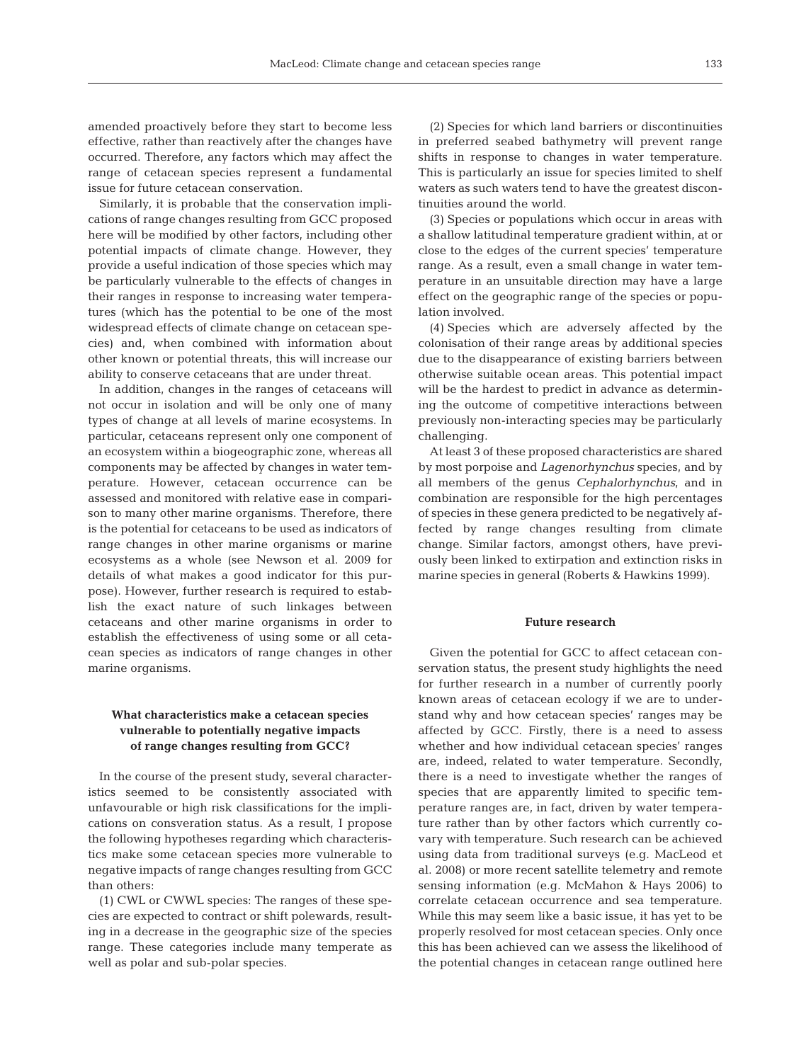amended proactively before they start to become less effective, rather than reactively after the changes have occurred. Therefore, any factors which may affect the range of cetacean species represent a fundamental issue for future cetacean conservation.

Similarly, it is probable that the conservation implications of range changes resulting from GCC proposed here will be modified by other factors, including other potential impacts of climate change. However, they provide a useful indication of those species which may be particularly vulnerable to the effects of changes in their ranges in response to increasing water temperatures (which has the potential to be one of the most widespread effects of climate change on cetacean species) and, when combined with information about other known or potential threats, this will increase our ability to conserve cetaceans that are under threat.

In addition, changes in the ranges of cetaceans will not occur in isolation and will be only one of many types of change at all levels of marine ecosystems. In particular, cetaceans represent only one component of an ecosystem within a biogeographic zone, whereas all components may be affected by changes in water temperature. However, cetacean occurrence can be assessed and monitored with relative ease in comparison to many other marine organisms. Therefore, there is the potential for cetaceans to be used as indicators of range changes in other marine organisms or marine ecosystems as a whole (see Newson et al. 2009 for details of what makes a good indicator for this purpose). However, further research is required to establish the exact nature of such linkages between cetaceans and other marine organisms in order to establish the effectiveness of using some or all cetacean species as indicators of range changes in other marine organisms.

### What characteristics make a cetacean species vulnerable to potentially negative impacts of range changes resulting from GCC?

In the course of the present study, several characteristics seemed to be consistently associated with unfavourable or high risk classifications for the implications on consveration status. As a result, I propose the following hypotheses regarding which characteristics make some cetacean species more vulnerable to negative impacts of range changes resulting from GCC than others:

(1) CWL or CWWL species: The ranges of these species are expected to contract or shift polewards, resulting in a decrease in the geographic size of the species range. These categories include many temperate as well as polar and sub-polar species.

(2) Species for which land barriers or discontinuities in preferred seabed bathymetry will prevent range shifts in response to changes in water temperature. This is particularly an issue for species limited to shelf waters as such waters tend to have the greatest discontinuities around the world.

(3) Species or populations which occur in areas with a shallow latitudinal temperature gradient within, at or close to the edges of the current species' temperature range. As a result, even a small change in water temperature in an unsuitable direction may have a large effect on the geographic range of the species or population involved.

(4) Species which are adversely affected by the colonisation of their range areas by additional species due to the disappearance of existing barriers between otherwise suitable ocean areas. This potential impact will be the hardest to predict in advance as determining the outcome of competitive interactions between previously non-interacting species may be particularly challenging.

At least 3 of these proposed characteristics are shared by most porpoise and *Lagenorhynchus* species, and by all members of the genus *Cephalorhynchus*, and in combination are responsible for the high percentages of species in these genera predicted to be negatively affected by range changes resulting from climate change. Similar factors, amongst others, have previously been linked to extirpation and extinction risks in marine species in general (Roberts & Hawkins 1999).

### Future research

Given the potential for GCC to affect cetacean conservation status, the present study highlights the need for further research in a number of currently poorly known areas of cetacean ecology if we are to understand why and how cetacean species' ranges may be affected by GCC. Firstly, there is a need to assess whether and how individual cetacean species' ranges are, indeed, related to water temperature. Secondly, there is a need to investigate whether the ranges of species that are apparently limited to specific temperature ranges are, in fact, driven by water temperature rather than by other factors which currently co-vary with temperature. Such research can be achieved using data from traditional surveys (e.g. MacLeod et al. 2008) or more recent satellite telemetry and remote sensing information (e.g. McMahon & Hays 2006) to correlate cetacean occurrence and sea temperature. While this may seem like a basic issue, it has yet to be properly resolved for most cetacean species. Only once this has been achieved can we assess the likelihood of the potential changes in cetacean range outlined here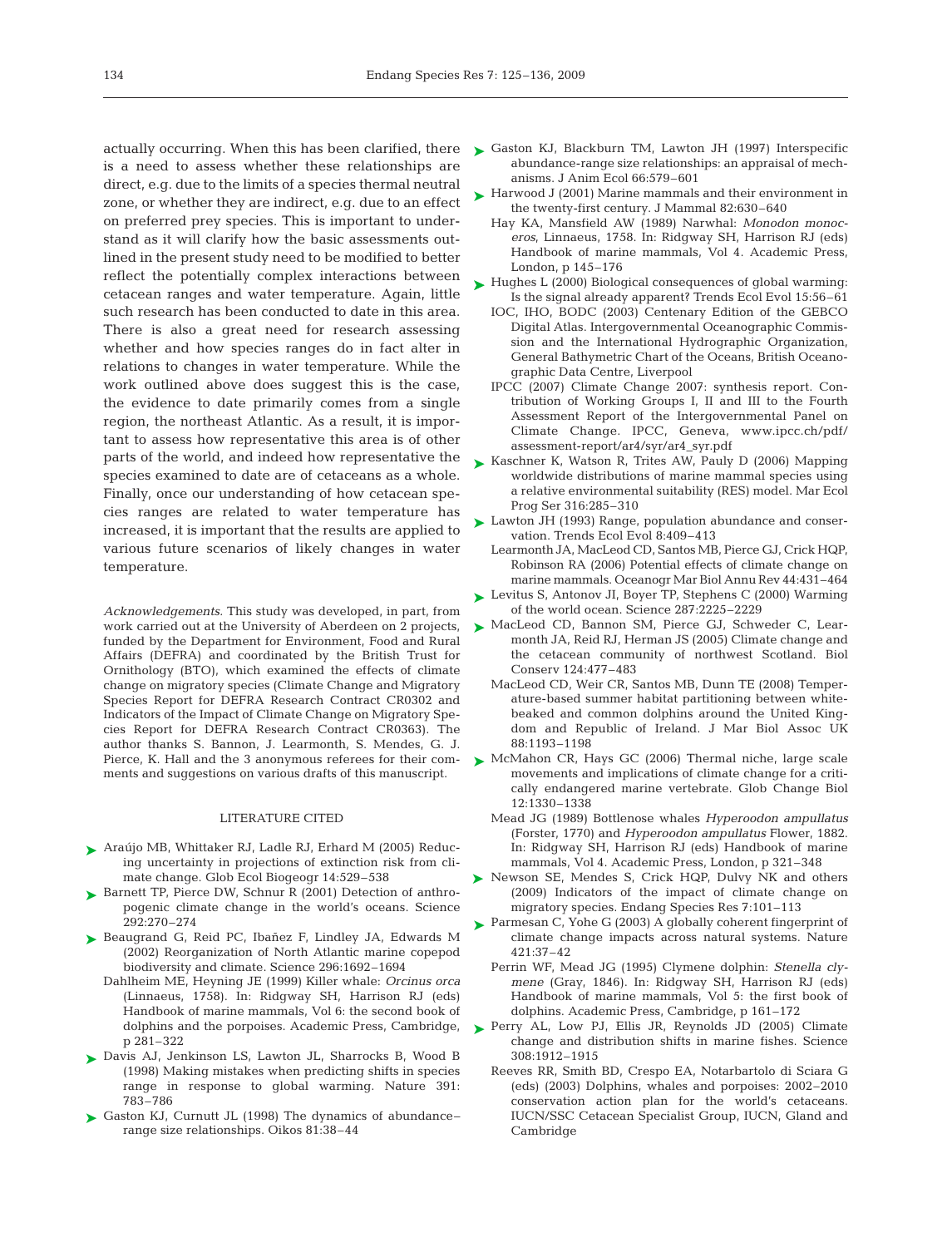actually occurring. When this has been clarified, there is a need to assess whether these relationships are direct, e.g. due to the limits of a species thermal neutral zone, or whether they are indirect, e.g. due to an effect on preferred prey species. This is important to understand as it will clarify how the basic assessments outlined in the present study need to be modified to better reflect the potentially complex interactions between cetacean ranges and water temperature. Again, little such research has been conducted to date in this area. There is also a great need for research assessing whether and how species ranges do in fact alter in relations to changes in water temperature. While the work outlined above does suggest this is the case, the evidence to date primarily comes from a single region, the northeast Atlantic. As a result, it is important to assess how representative this area is of other parts of the world, and indeed how representative the species examined to date are of cetaceans as a whole. Finally, once our understanding of how cetacean species ranges are related to water temperature has increased, it is important that the results are applied to various future scenarios of likely changes in water temperature.

*Acknowledgements.* This study was developed, in part, from work carried out at the University of Aberdeen on 2 projects, funded by the Department for Environment, Food and Rural Affairs (DEFRA) and coordinated by the British Trust for Ornithology (BTO), which examined the effects of climate change on migratory species (Climate Change and Migratory Species Report for DEFRA Research Contract CR0302 and Indicators of the Impact of Climate Change on Migratory Species Report for DEFRA Research Contract CR0363). The author thanks S. Bannon, J. Learmonth, S. Mendes, G. J. Pierce, K. Hall and the 3 anonymous referees for their comments and suggestions on various drafts of this manuscript.

## LITERATURE CITED

Araújo MB, Whittaker RJ, Ladle RJ, Erhard M (2005) Reducing uncertainty in projections of extinction risk from climate change. Glob Ecol Biogeogr 14:529–538

Barnett TP, Pierce DW, Schnur R (2001) Detection of anthropogenic climate change in the world's oceans. Science 292:270–274

Beaugrand G, Reid PC, Ibañez F, Lindley JA, Edwards M (2002) Reorganization of North Atlantic marine copepod biodiversity and climate. Science 296:1692–1694

Dahlheim ME, Heyning JE (1999) Killer whale: *Orcinus orca* (Linnaeus, 1758). In: Ridgway SH, Harrison RJ (eds) Handbook of marine mammals, Vol 6: the second book of dolphins and the porpoises. Academic Press, Cambridge, p 281–322

Davis AJ, Jenkinson LS, Lawton JL, Sharrocks B, Wood B (1998) Making mistakes when predicting shifts in species range in response to global warming. Nature 391: 783–786

Gaston KJ, Curnutt JL (1998) The dynamics of abundance–range size relationships. Oikos 81:38–44

Gaston KJ, Blackburn TM, Lawton JH (1997) Interspecific abundance-range size relationships: an appraisal of mechanisms. J Anim Ecol 66:579–601

Harwood J (2001) Marine mammals and their environment in the twenty-first century. J Mammal 82:630–640

Hay KA, Mansfield AW (1989) Narwhal: *Monodon monoceros*, Linnaeus, 1758. In: Ridgway SH, Harrison RJ (eds) Handbook of marine mammals, Vol 4. Academic Press, London, p 145–176

Hughes L (2000) Biological consequences of global warming: Is the signal already apparent? Trends Ecol Evol 15:56–61

IOC, IHO, BODC (2003) Centenary Edition of the GEBCO Digital Atlas. Intergovernmental Oceanographic Commission and the International Hydrographic Organization, General Bathymetric Chart of the Oceans, British Oceanographic Data Centre, Liverpool

IPCC (2007) Climate Change 2007: synthesis report. Contribution of Working Groups I, II and III to the Fourth Assessment Report of the Intergovernmental Panel on Climate Change. IPCC, Geneva, www.ipcc.ch/pdf/assessment-report/ar4/syr/ar4_syr.pdf

Kaschner K, Watson R, Trites AW, Pauly D (2006) Mapping worldwide distributions of marine mammal species using a relative environmental suitability (RES) model. Mar Ecol Prog Ser 316:285–310

Lawton JH (1993) Range, population abundance and conservation. Trends Ecol Evol 8:409–413

Learmonth JA, MacLeod CD, Santos MB, Pierce GJ, Crick HQP, Robinson RA (2006) Potential effects of climate change on marine mammals. Oceanogr Mar Biol Annu Rev 44:431–464

Levitus S, Antonov JI, Boyer TP, Stephens C (2000) Warming of the world ocean. Science 287:2225–2229

MacLeod CD, Bannon SM, Pierce GJ, Schweder C, Learmonth JA, Reid RJ, Herman JS (2005) Climate change and the cetacean community of northwest Scotland. Biol Conserv 124:477–483

MacLeod CD, Weir CR, Santos MB, Dunn TE (2008) Temperature-based summer habitat partitioning between white-beaked and common dolphins around the United Kingdom and Republic of Ireland. J Mar Biol Assoc UK 88:1193–1198

McMahon CR, Hays GC (2006) Thermal niche, large scale movements and implications of climate change for a critically endangered marine vertebrate. Glob Change Biol 12:1330–1338

Mead JG (1989) Bottlenose whales *Hyperoodon ampullatus* (Forster, 1770) and *Hyperoodon ampullatus* Flower, 1882. In: Ridgway SH, Harrison RJ (eds) Handbook of marine mammals, Vol 4. Academic Press, London, p 321–348

Newson SE, Mendes S, Crick HQP, Dulvy NK and others (2009) Indicators of the impact of climate change on migratory species. Endang Species Res 7:101–113

Parmesan C, Yohe G (2003) A globally coherent fingerprint of climate change impacts across natural systems. Nature 421:37–42

Perrin WF, Mead JG (1995) Clymene dolphin: *Stenella clymene* (Gray, 1846). In: Ridgway SH, Harrison RJ (eds) Handbook of marine mammals, Vol 5: the first book of dolphins. Academic Press, Cambridge, p 161–172

Perry AL, Low PJ, Ellis JR, Reynolds JD (2005) Climate change and distribution shifts in marine fishes. Science 308:1912–1915

Reeves RR, Smith BD, Crespo EA, Notarbartolo di Sciara G (eds) (2003) Dolphins, whales and porpoises: 2002–2010 conservation action plan for the world's cetaceans. IUCN/SSC Cetacean Specialist Group, IUCN, Gland and Cambridge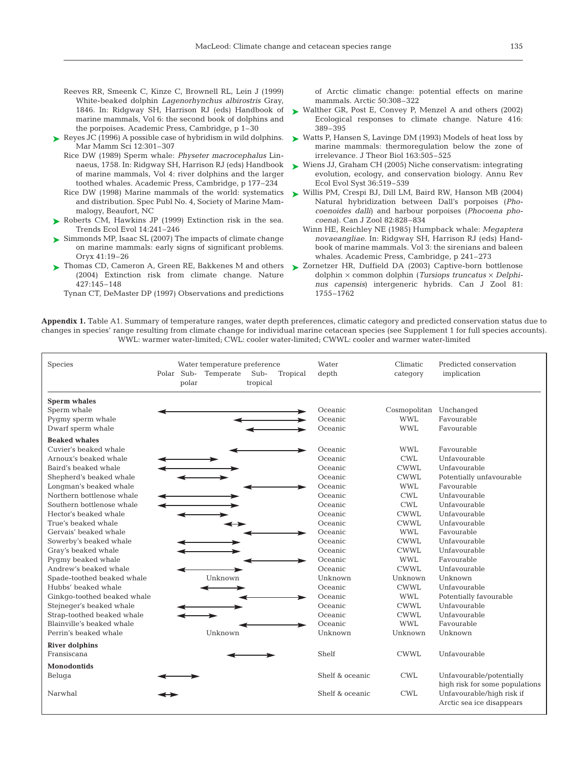Reeves RR, Smeenk C, Kinze C, Brownell RL, Lein J (1999) White-beaked dolphin *Lagenorhynchus albirostris* Gray, 1846. In: Ridgway SH, Harrison RJ (eds) Handbook of marine mammals, Vol 6: the second book of dolphins and the porpoises. Academic Press, Cambridge, p 1–30

Reyes JC (1996) A possible case of hybridism in wild dolphins. Mar Mamm Sci 12:301–307

Rice DW (1989) Sperm whale: *Physeter macrocephalus* Linnaeus, 1758. In: Ridgway SH, Harrison RJ (eds) Handbook of marine mammals, Vol 4: river dolphins and the larger toothed whales. Academic Press, Cambridge, p 177–234

Rice DW (1998) Marine mammals of the world: systematics and distribution. Spec Publ No. 4, Society of Marine Mammalogy, Beaufort, NC

Roberts CM, Hawkins JP (1999) Extinction risk in the sea. Trends Ecol Evol 14:241–246

Simmonds MP, Isaac SL (2007) The impacts of climate change on marine mammals: early signs of significant problems. Oryx 41:19–26

Thomas CD, Cameron A, Green RE, Bakkenes M and others (2004) Extinction risk from climate change. Nature 427:145–148

Tynan CT, DeMaster DP (1997) Observations and predictions of Arctic climatic change: potential effects on marine mammals. Arctic 50:308–322

Walther GR, Post E, Convey P, Menzel A and others (2002) Ecological responses to climate change. Nature 416: 389–395

Watts P, Hansen S, Lavinge DM (1993) Models of heat loss by marine mammals: thermoregulation below the zone of irrelevance. J Theor Biol 163:505–525

Wiens JJ, Graham CH (2005) Niche conservatism: integrating evolution, ecology, and conservation biology. Annu Rev Ecol Evol Syst 36:519–539

Willis PM, Crespi BJ, Dill LM, Baird RW, Hanson MB (2004) Natural hybridization between Dall's porpoises (*Phocoenoides dalli*) and harbour porpoises (*Phocoena phocoena*). Can J Zool 82:828–834

Winn HE, Reichley NE (1985) Humpback whale: *Megaptera novaeangliae*. In: Ridgway SH, Harrison RJ (eds) Handbook of marine mammals. Vol 3: the sirenians and baleen whales. Academic Press, Cambridge, p 241–273

Zornetzer HR, Duffield DA (2003) Captive-born bottlenose dolphin × common dolphin (*Tursiops truncatus* × *Delphinus capensis*) intergeneric hybrids. Can J Zool 81: 1755–1762

**Appendix 1.** Table A1. Summary of temperature ranges, water depth preferences, climatic category and predicted conservation status due to changes in species' range resulting from climate change for individual marine cetacean species (see Supplement 1 for full species accounts). WWL: warmer water-limited; CWL: cooler water-limited; CWWL: cooler and warmer water-limited

| Species | Water temperature preference (Polar, Sub-polar, Temperate, Sub-tropical, Tropical) | Water depth | Climatic category | Predicted conservation implication |
|---|---|---|---|---|
| **Sperm whales** | | | | |
| Sperm whale | Polar – Tropical | Oceanic | Cosmopolitan | Unchanged |
| Pygmy sperm whale | Temperate – Tropical | Oceanic | WWL | Favourable |
| Dwarf sperm whale | Sub-tropical – Tropical | Oceanic | WWL | Favourable |
| **Beaked whales** | | | | |
| Cuvier's beaked whale | Temperate – Tropical | Oceanic | WWL | Favourable |
| Arnoux's beaked whale | Polar – Temperate | Oceanic | CWL | Unfavourable |
| Baird's beaked whale | Polar – Temperate | Oceanic | CWWL | Unfavourable |
| Shepherd's beaked whale | Sub-polar – Temperate | Oceanic | CWWL | Potentially unfavourable |
| Longman's beaked whale | Sub-tropical – Tropical | Oceanic | WWL | Favourable |
| Northern bottlenose whale | Polar – Temperate | Oceanic | CWL | Unfavourable |
| Southern bottlenose whale | Polar – Temperate | Oceanic | CWL | Unfavourable |
| Hector's beaked whale | Sub-polar – Temperate | Oceanic | CWWL | Unfavourable |
| True's beaked whale | Temperate | Oceanic | CWWL | Unfavourable |
| Gervais' beaked whale | Sub-tropical – Tropical | Oceanic | WWL | Favourable |
| Sowerby's beaked whale | Sub-polar – Temperate | Oceanic | CWWL | Unfavourable |
| Gray's beaked whale | Sub-polar – Temperate | Oceanic | CWWL | Unfavourable |
| Pygmy beaked whale | Sub-tropical – Tropical | Oceanic | WWL | Favourable |
| Andrew's beaked whale | Sub-polar – Temperate | Oceanic | CWWL | Unfavourable |
| Spade-toothed beaked whale | Unknown | Unknown | Unknown | Unknown |
| Hubbs' beaked whale | Sub-polar – Temperate | Oceanic | CWWL | Unfavourable |
| Ginkgo-toothed beaked whale | Temperate – Tropical | Oceanic | WWL | Potentially favourable |
| Stejneger's beaked whale | Sub-polar – Temperate | Oceanic | CWWL | Unfavourable |
| Strap-toothed beaked whale | Sub-polar – Temperate | Oceanic | CWWL | Unfavourable |
| Blainville's beaked whale | Temperate – Tropical | Oceanic | WWL | Favourable |
| Perrin's beaked whale | Unknown | Unknown | Unknown | Unknown |
| **River dolphins** | | | | |
| Fransiscana | Temperate – Sub-tropical | Shelf | CWWL | Unfavourable |
| **Monodontids** | | | | |
| Beluga | Polar – Sub-polar | Shelf & oceanic | CWL | Unfavourable/potentially high risk for some populations |
| Narwhal | Polar | Shelf & oceanic | CWL | Unfavourable/high risk if Arctic sea ice disappears |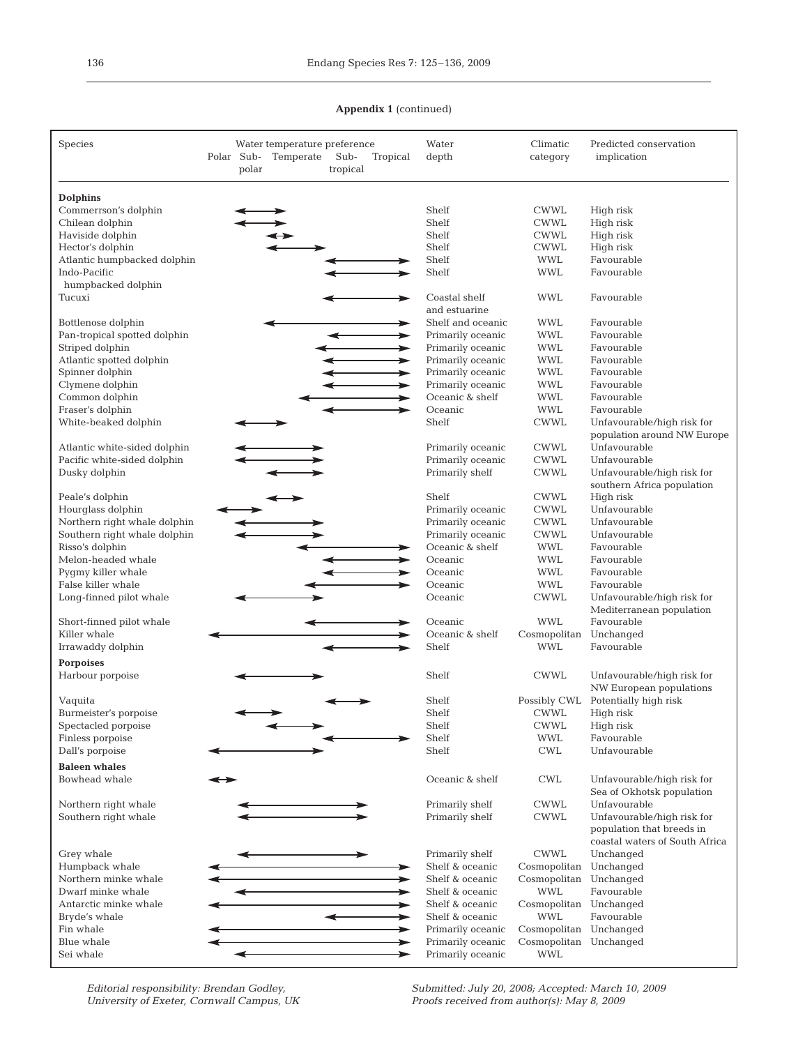**Appendix 1** (continued)

| Species | Water temperature preference (Polar, Sub-polar, Temperate, Sub-tropical, Tropical) | Water depth | Climatic category | Predicted conservation implication |
|---|---|---|---|---|
| **Dolphins** | | | | |
| Commerrson's dolphin | | Shelf | CWWL | High risk |
| Chilean dolphin | | Shelf | CWWL | High risk |
| Haviside dolphin | | Shelf | CWWL | High risk |
| Hector's dolphin | | Shelf | CWWL | High risk |
| Atlantic humpbacked dolphin | | Shelf | WWL | Favourable |
| Indo-Pacific humpbacked dolphin | | Shelf | WWL | Favourable |
| Tucuxi | | Coastal shelf and estuarine | WWL | Favourable |
| Bottlenose dolphin | | Shelf and oceanic | WWL | Favourable |
| Pan-tropical spotted dolphin | | Primarily oceanic | WWL | Favourable |
| Striped dolphin | | Primarily oceanic | WWL | Favourable |
| Atlantic spotted dolphin | | Primarily oceanic | WWL | Favourable |
| Spinner dolphin | | Primarily oceanic | WWL | Favourable |
| Clymene dolphin | | Primarily oceanic | WWL | Favourable |
| Common dolphin | | Oceanic & shelf | WWL | Favourable |
| Fraser's dolphin | | Oceanic | WWL | Favourable |
| White-beaked dolphin | | Shelf | CWWL | Unfavourable/high risk for population around NW Europe |
| Atlantic white-sided dolphin | | Primarily oceanic | CWWL | Unfavourable |
| Pacific white-sided dolphin | | Primarily oceanic | CWWL | Unfavourable |
| Dusky dolphin | | Primarily shelf | CWWL | Unfavourable/high risk for southern Africa population |
| Peale's dolphin | | Shelf | CWWL | High risk |
| Hourglass dolphin | | Primarily oceanic | CWWL | Unfavourable |
| Northern right whale dolphin | | Primarily oceanic | CWWL | Unfavourable |
| Southern right whale dolphin | | Primarily oceanic | CWWL | Unfavourable |
| Risso's dolphin | | Oceanic & shelf | WWL | Favourable |
| Melon-headed whale | | Oceanic | WWL | Favourable |
| Pygmy killer whale | | Oceanic | WWL | Favourable |
| False killer whale | | Oceanic | WWL | Favourable |
| Long-finned pilot whale | | Oceanic | CWWL | Unfavourable/high risk for Mediterranean population |
| Short-finned pilot whale | | Oceanic | WWL | Favourable |
| Killer whale | | Oceanic & shelf | Cosmopolitan | Unchanged |
| Irrawaddy dolphin | | Shelf | WWL | Favourable |
| **Porpoises** | | | | |
| Harbour porpoise | | Shelf | CWWL | Unfavourable/high risk for NW European populations |
| Vaquita | | Shelf | Possibly CWL | Potentially high risk |
| Burmeister's porpoise | | Shelf | CWWL | High risk |
| Spectacled porpoise | | Shelf | CWWL | High risk |
| Finless porpoise | | Shelf | WWL | Favourable |
| Dall's porpoise | | Shelf | CWL | Unfavourable |
| **Baleen whales** | | | | |
| Bowhead whale | | Oceanic & shelf | CWL | Unfavourable/high risk for Sea of Okhotsk population |
| Northern right whale | | Primarily shelf | CWWL | Unfavourable |
| Southern right whale | | Primarily shelf | CWWL | Unfavourable/high risk for population that breeds in coastal waters of South Africa |
| Grey whale | | Primarily shelf | CWWL | Unchanged |
| Humpback whale | | Shelf & oceanic | Cosmopolitan | Unchanged |
| Northern minke whale | | Shelf & oceanic | Cosmopolitan | Unchanged |
| Dwarf minke whale | | Shelf & oceanic | WWL | Favourable |
| Antarctic minke whale | | Shelf & oceanic | Cosmopolitan | Unchanged |
| Bryde's whale | | Shelf & oceanic | WWL | Favourable |
| Fin whale | | Primarily oceanic | Cosmopolitan | Unchanged |
| Blue whale | | Primarily oceanic | Cosmopolitan | Unchanged |
| Sei whale | | Primarily oceanic | WWL | |

*Editorial responsibility: Brendan Godley, University of Exeter, Cornwall Campus, UK*

*Submitted: July 20, 2008; Accepted: March 10, 2009*
*Proofs received from author(s): May 8, 2009*